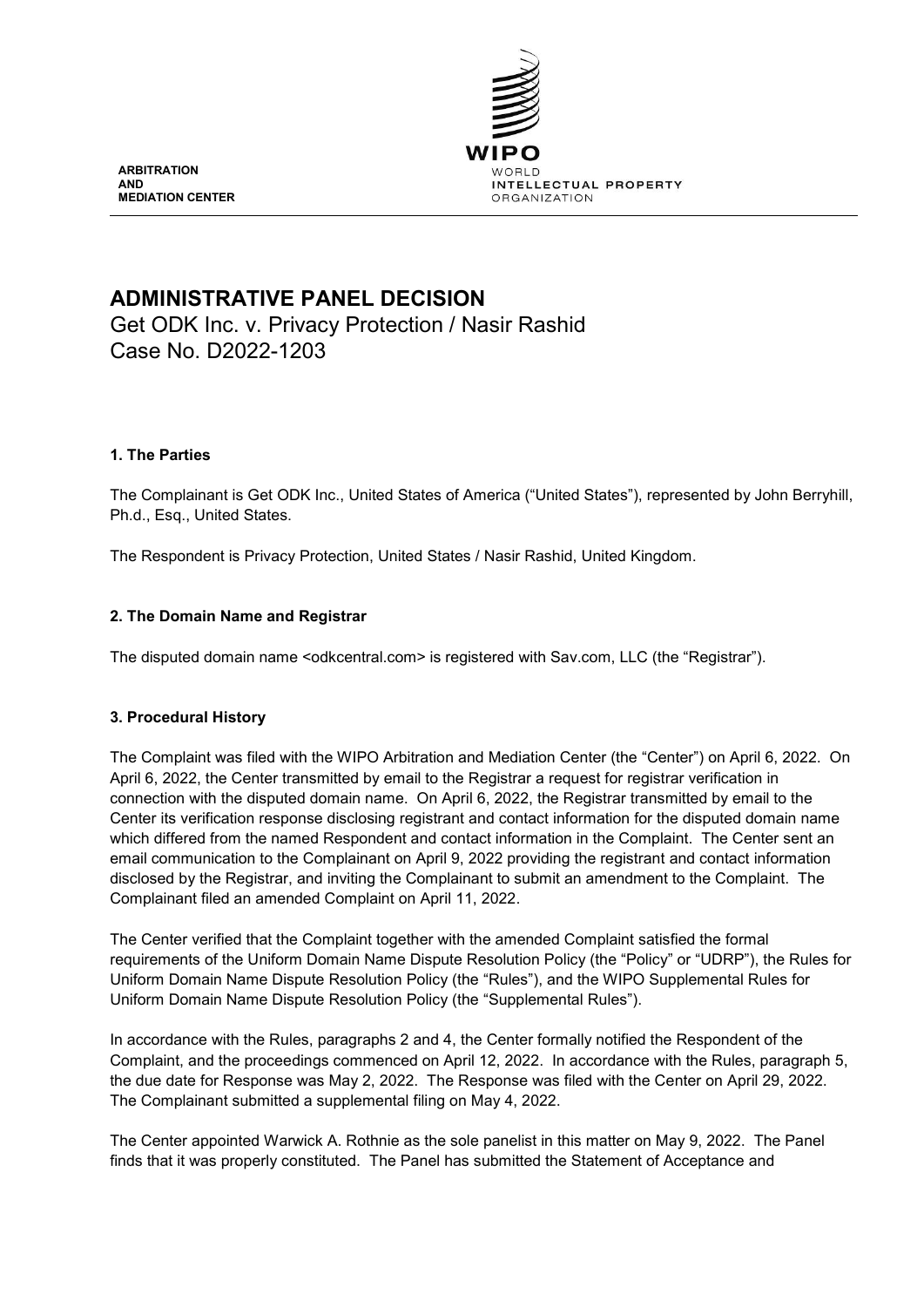ARBITRATION
AND
MEDIATION CENTER

WIPO
WORLD
INTELLECTUAL PROPERTY
ORGANIZATION

# ADMINISTRATIVE PANEL DECISION

Get ODK Inc. v. Privacy Protection / Nasir Rashid
Case No. D2022-1203

## 1. The Parties

The Complainant is Get ODK Inc., United States of America ("United States"), represented by John Berryhill, Ph.d., Esq., United States.

The Respondent is Privacy Protection, United States / Nasir Rashid, United Kingdom.

## 2. The Domain Name and Registrar

The disputed domain name <odkcentral.com> is registered with Sav.com, LLC (the "Registrar").

## 3. Procedural History

The Complaint was filed with the WIPO Arbitration and Mediation Center (the "Center") on April 6, 2022. On April 6, 2022, the Center transmitted by email to the Registrar a request for registrar verification in connection with the disputed domain name. On April 6, 2022, the Registrar transmitted by email to the Center its verification response disclosing registrant and contact information for the disputed domain name which differed from the named Respondent and contact information in the Complaint. The Center sent an email communication to the Complainant on April 9, 2022 providing the registrant and contact information disclosed by the Registrar, and inviting the Complainant to submit an amendment to the Complaint. The Complainant filed an amended Complaint on April 11, 2022.

The Center verified that the Complaint together with the amended Complaint satisfied the formal requirements of the Uniform Domain Name Dispute Resolution Policy (the "Policy" or "UDRP"), the Rules for Uniform Domain Name Dispute Resolution Policy (the "Rules"), and the WIPO Supplemental Rules for Uniform Domain Name Dispute Resolution Policy (the "Supplemental Rules").

In accordance with the Rules, paragraphs 2 and 4, the Center formally notified the Respondent of the Complaint, and the proceedings commenced on April 12, 2022. In accordance with the Rules, paragraph 5, the due date for Response was May 2, 2022. The Response was filed with the Center on April 29, 2022. The Complainant submitted a supplemental filing on May 4, 2022.

The Center appointed Warwick A. Rothnie as the sole panelist in this matter on May 9, 2022. The Panel finds that it was properly constituted. The Panel has submitted the Statement of Acceptance and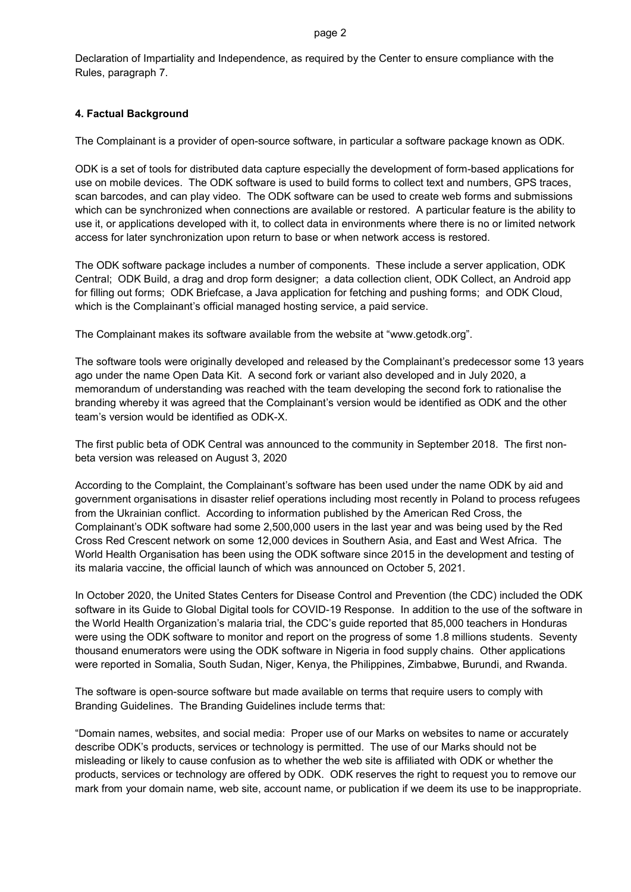Declaration of Impartiality and Independence, as required by the Center to ensure compliance with the Rules, paragraph 7.

## 4. Factual Background

The Complainant is a provider of open-source software, in particular a software package known as ODK.

ODK is a set of tools for distributed data capture especially the development of form-based applications for use on mobile devices. The ODK software is used to build forms to collect text and numbers, GPS traces, scan barcodes, and can play video. The ODK software can be used to create web forms and submissions which can be synchronized when connections are available or restored. A particular feature is the ability to use it, or applications developed with it, to collect data in environments where there is no or limited network access for later synchronization upon return to base or when network access is restored.

The ODK software package includes a number of components. These include a server application, ODK Central; ODK Build, a drag and drop form designer; a data collection client, ODK Collect, an Android app for filling out forms; ODK Briefcase, a Java application for fetching and pushing forms; and ODK Cloud, which is the Complainant's official managed hosting service, a paid service.

The Complainant makes its software available from the website at "www.getodk.org".

The software tools were originally developed and released by the Complainant's predecessor some 13 years ago under the name Open Data Kit. A second fork or variant also developed and in July 2020, a memorandum of understanding was reached with the team developing the second fork to rationalise the branding whereby it was agreed that the Complainant's version would be identified as ODK and the other team's version would be identified as ODK-X.

The first public beta of ODK Central was announced to the community in September 2018. The first non-beta version was released on August 3, 2020

According to the Complaint, the Complainant's software has been used under the name ODK by aid and government organisations in disaster relief operations including most recently in Poland to process refugees from the Ukrainian conflict. According to information published by the American Red Cross, the Complainant's ODK software had some 2,500,000 users in the last year and was being used by the Red Cross Red Crescent network on some 12,000 devices in Southern Asia, and East and West Africa. The World Health Organisation has been using the ODK software since 2015 in the development and testing of its malaria vaccine, the official launch of which was announced on October 5, 2021.

In October 2020, the United States Centers for Disease Control and Prevention (the CDC) included the ODK software in its Guide to Global Digital tools for COVID-19 Response. In addition to the use of the software in the World Health Organization's malaria trial, the CDC's guide reported that 85,000 teachers in Honduras were using the ODK software to monitor and report on the progress of some 1.8 millions students. Seventy thousand enumerators were using the ODK software in Nigeria in food supply chains. Other applications were reported in Somalia, South Sudan, Niger, Kenya, the Philippines, Zimbabwe, Burundi, and Rwanda.

The software is open-source software but made available on terms that require users to comply with Branding Guidelines. The Branding Guidelines include terms that:

"Domain names, websites, and social media: Proper use of our Marks on websites to name or accurately describe ODK's products, services or technology is permitted. The use of our Marks should not be misleading or likely to cause confusion as to whether the web site is affiliated with ODK or whether the products, services or technology are offered by ODK. ODK reserves the right to request you to remove our mark from your domain name, web site, account name, or publication if we deem its use to be inappropriate.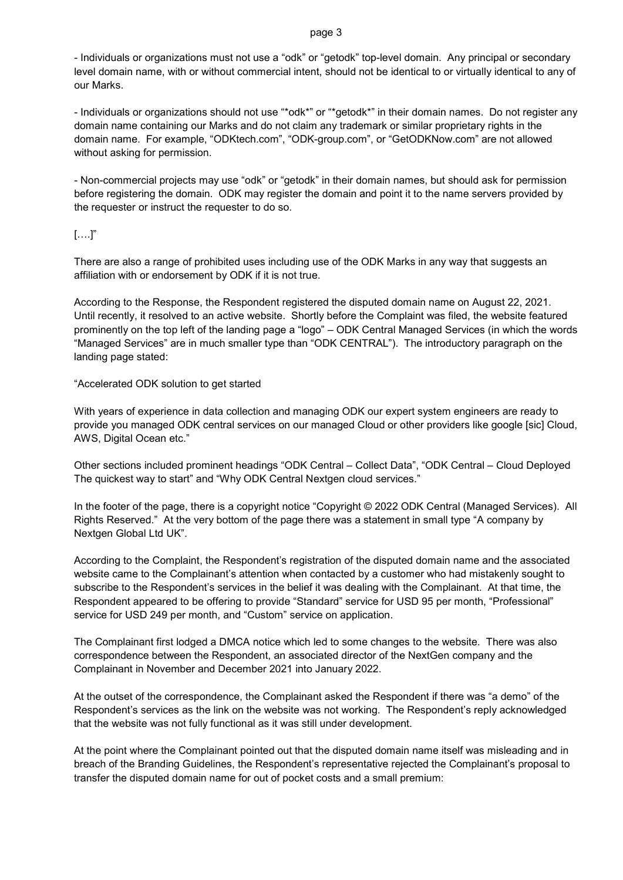- Individuals or organizations must not use a "odk" or "getodk" top-level domain. Any principal or secondary level domain name, with or without commercial intent, should not be identical to or virtually identical to any of our Marks.

- Individuals or organizations should not use "*odk*" or "*getodk*" in their domain names. Do not register any domain name containing our Marks and do not claim any trademark or similar proprietary rights in the domain name. For example, "ODKtech.com", "ODK-group.com", or "GetODKNow.com" are not allowed without asking for permission.

- Non-commercial projects may use "odk" or "getodk" in their domain names, but should ask for permission before registering the domain. ODK may register the domain and point it to the name servers provided by the requester or instruct the requester to do so.

[….]"

There are also a range of prohibited uses including use of the ODK Marks in any way that suggests an affiliation with or endorsement by ODK if it is not true.

According to the Response, the Respondent registered the disputed domain name on August 22, 2021. Until recently, it resolved to an active website. Shortly before the Complaint was filed, the website featured prominently on the top left of the landing page a "logo" – ODK Central Managed Services (in which the words "Managed Services" are in much smaller type than "ODK CENTRAL"). The introductory paragraph on the landing page stated:

"Accelerated ODK solution to get started

With years of experience in data collection and managing ODK our expert system engineers are ready to provide you managed ODK central services on our managed Cloud or other providers like google [sic] Cloud, AWS, Digital Ocean etc."

Other sections included prominent headings "ODK Central – Collect Data", "ODK Central – Cloud Deployed The quickest way to start" and "Why ODK Central Nextgen cloud services."

In the footer of the page, there is a copyright notice "Copyright © 2022 ODK Central (Managed Services). All Rights Reserved." At the very bottom of the page there was a statement in small type "A company by Nextgen Global Ltd UK".

According to the Complaint, the Respondent's registration of the disputed domain name and the associated website came to the Complainant's attention when contacted by a customer who had mistakenly sought to subscribe to the Respondent's services in the belief it was dealing with the Complainant. At that time, the Respondent appeared to be offering to provide "Standard" service for USD 95 per month, "Professional" service for USD 249 per month, and "Custom" service on application.

The Complainant first lodged a DMCA notice which led to some changes to the website. There was also correspondence between the Respondent, an associated director of the NextGen company and the Complainant in November and December 2021 into January 2022.

At the outset of the correspondence, the Complainant asked the Respondent if there was "a demo" of the Respondent's services as the link on the website was not working. The Respondent's reply acknowledged that the website was not fully functional as it was still under development.

At the point where the Complainant pointed out that the disputed domain name itself was misleading and in breach of the Branding Guidelines, the Respondent's representative rejected the Complainant's proposal to transfer the disputed domain name for out of pocket costs and a small premium: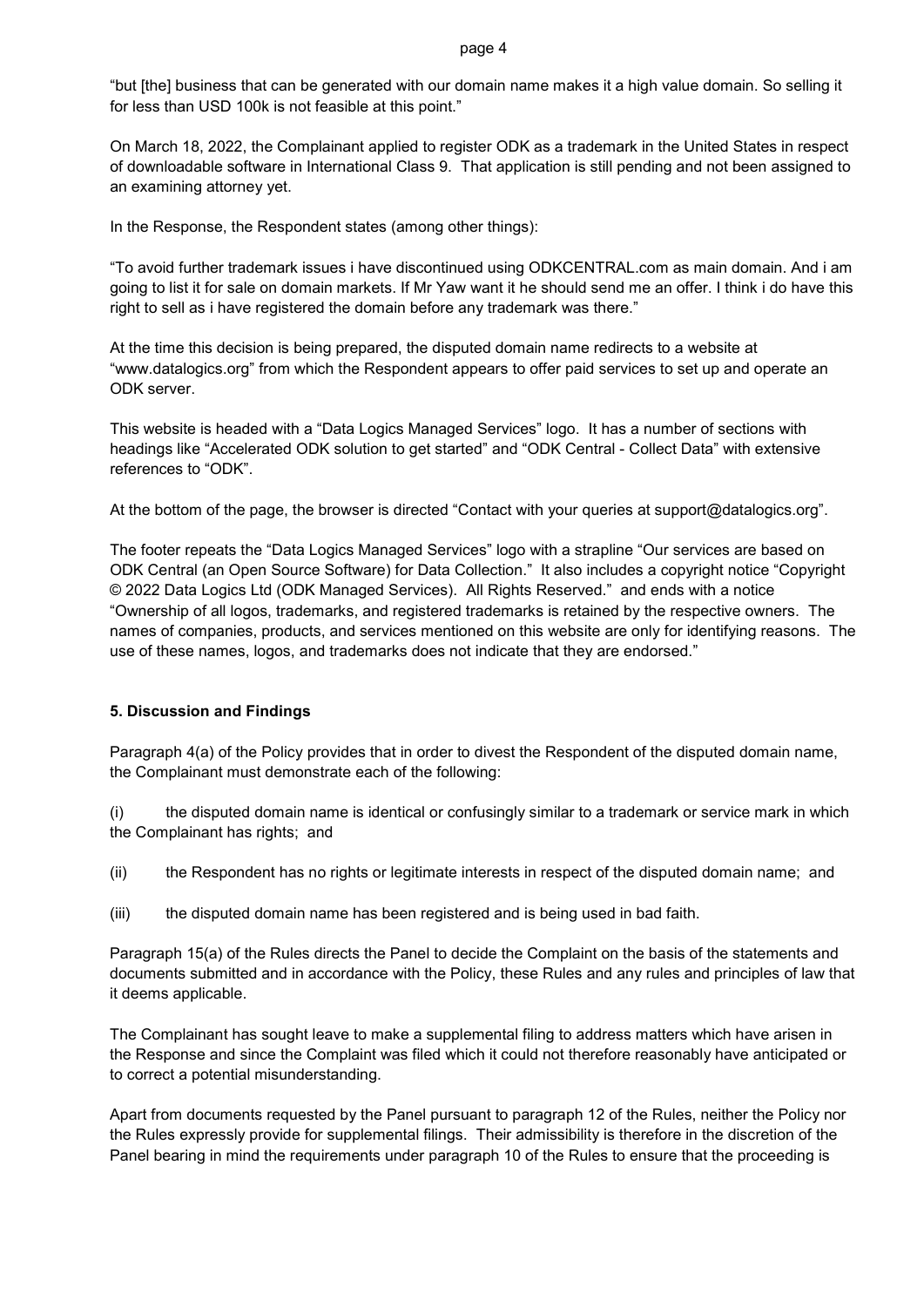"but [the] business that can be generated with our domain name makes it a high value domain. So selling it for less than USD 100k is not feasible at this point."

On March 18, 2022, the Complainant applied to register ODK as a trademark in the United States in respect of downloadable software in International Class 9. That application is still pending and not been assigned to an examining attorney yet.

In the Response, the Respondent states (among other things):

"To avoid further trademark issues i have discontinued using ODKCENTRAL.com as main domain. And i am going to list it for sale on domain markets. If Mr Yaw want it he should send me an offer. I think i do have this right to sell as i have registered the domain before any trademark was there."

At the time this decision is being prepared, the disputed domain name redirects to a website at "www.datalogics.org" from which the Respondent appears to offer paid services to set up and operate an ODK server.

This website is headed with a "Data Logics Managed Services" logo. It has a number of sections with headings like "Accelerated ODK solution to get started" and "ODK Central - Collect Data" with extensive references to "ODK".

At the bottom of the page, the browser is directed "Contact with your queries at support@datalogics.org".

The footer repeats the "Data Logics Managed Services" logo with a strapline "Our services are based on ODK Central (an Open Source Software) for Data Collection." It also includes a copyright notice "Copyright © 2022 Data Logics Ltd (ODK Managed Services). All Rights Reserved." and ends with a notice "Ownership of all logos, trademarks, and registered trademarks is retained by the respective owners. The names of companies, products, and services mentioned on this website are only for identifying reasons. The use of these names, logos, and trademarks does not indicate that they are endorsed."

## 5. Discussion and Findings

Paragraph 4(a) of the Policy provides that in order to divest the Respondent of the disputed domain name, the Complainant must demonstrate each of the following:

(i) the disputed domain name is identical or confusingly similar to a trademark or service mark in which the Complainant has rights; and

(ii) the Respondent has no rights or legitimate interests in respect of the disputed domain name; and

(iii) the disputed domain name has been registered and is being used in bad faith.

Paragraph 15(a) of the Rules directs the Panel to decide the Complaint on the basis of the statements and documents submitted and in accordance with the Policy, these Rules and any rules and principles of law that it deems applicable.

The Complainant has sought leave to make a supplemental filing to address matters which have arisen in the Response and since the Complaint was filed which it could not therefore reasonably have anticipated or to correct a potential misunderstanding.

Apart from documents requested by the Panel pursuant to paragraph 12 of the Rules, neither the Policy nor the Rules expressly provide for supplemental filings. Their admissibility is therefore in the discretion of the Panel bearing in mind the requirements under paragraph 10 of the Rules to ensure that the proceeding is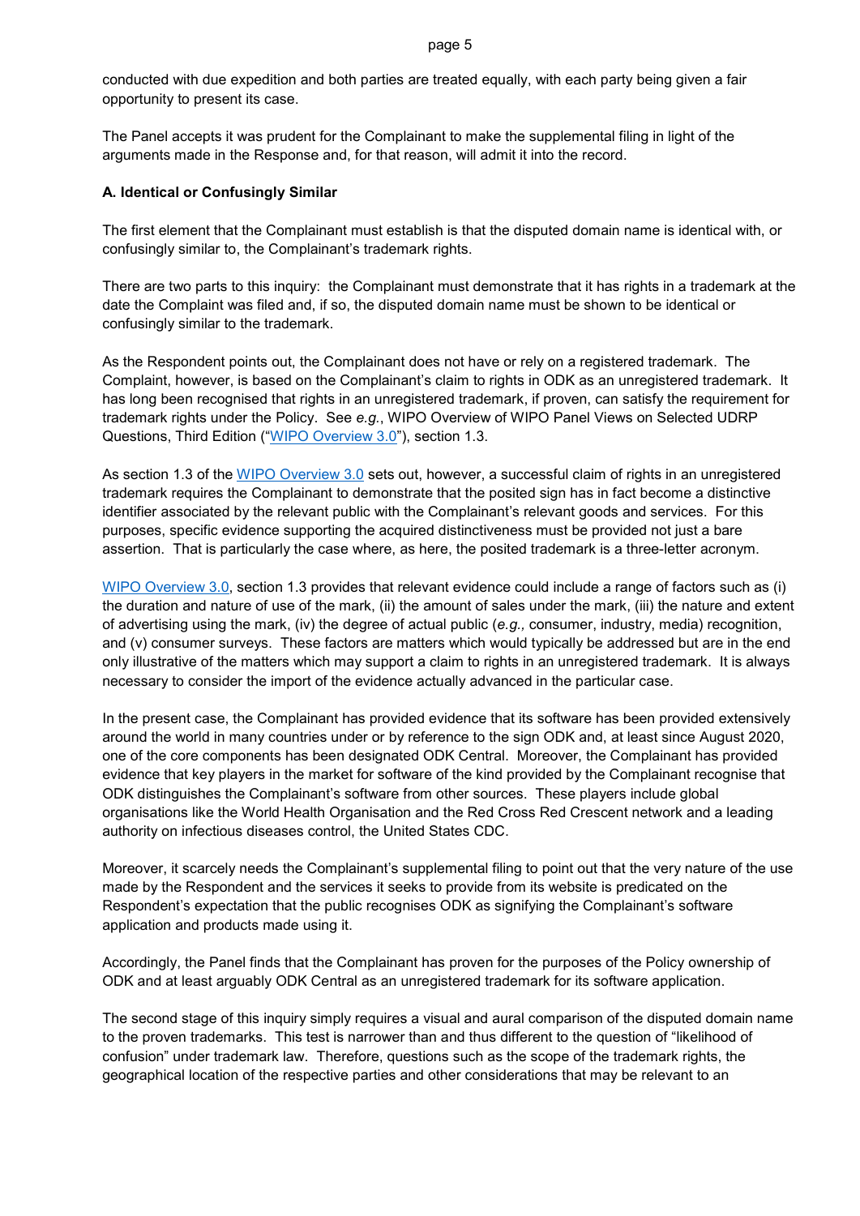conducted with due expedition and both parties are treated equally, with each party being given a fair opportunity to present its case.

The Panel accepts it was prudent for the Complainant to make the supplemental filing in light of the arguments made in the Response and, for that reason, will admit it into the record.

### A. Identical or Confusingly Similar

The first element that the Complainant must establish is that the disputed domain name is identical with, or confusingly similar to, the Complainant's trademark rights.

There are two parts to this inquiry: the Complainant must demonstrate that it has rights in a trademark at the date the Complaint was filed and, if so, the disputed domain name must be shown to be identical or confusingly similar to the trademark.

As the Respondent points out, the Complainant does not have or rely on a registered trademark. The Complaint, however, is based on the Complainant's claim to rights in ODK as an unregistered trademark. It has long been recognised that rights in an unregistered trademark, if proven, can satisfy the requirement for trademark rights under the Policy. See *e.g.*, WIPO Overview of WIPO Panel Views on Selected UDRP Questions, Third Edition ("WIPO Overview 3.0"), section 1.3.

As section 1.3 of the WIPO Overview 3.0 sets out, however, a successful claim of rights in an unregistered trademark requires the Complainant to demonstrate that the posited sign has in fact become a distinctive identifier associated by the relevant public with the Complainant's relevant goods and services. For this purposes, specific evidence supporting the acquired distinctiveness must be provided not just a bare assertion. That is particularly the case where, as here, the posited trademark is a three-letter acronym.

WIPO Overview 3.0, section 1.3 provides that relevant evidence could include a range of factors such as (i) the duration and nature of use of the mark, (ii) the amount of sales under the mark, (iii) the nature and extent of advertising using the mark, (iv) the degree of actual public (*e.g.,* consumer, industry, media) recognition, and (v) consumer surveys. These factors are matters which would typically be addressed but are in the end only illustrative of the matters which may support a claim to rights in an unregistered trademark. It is always necessary to consider the import of the evidence actually advanced in the particular case.

In the present case, the Complainant has provided evidence that its software has been provided extensively around the world in many countries under or by reference to the sign ODK and, at least since August 2020, one of the core components has been designated ODK Central. Moreover, the Complainant has provided evidence that key players in the market for software of the kind provided by the Complainant recognise that ODK distinguishes the Complainant's software from other sources. These players include global organisations like the World Health Organisation and the Red Cross Red Crescent network and a leading authority on infectious diseases control, the United States CDC.

Moreover, it scarcely needs the Complainant's supplemental filing to point out that the very nature of the use made by the Respondent and the services it seeks to provide from its website is predicated on the Respondent's expectation that the public recognises ODK as signifying the Complainant's software application and products made using it.

Accordingly, the Panel finds that the Complainant has proven for the purposes of the Policy ownership of ODK and at least arguably ODK Central as an unregistered trademark for its software application.

The second stage of this inquiry simply requires a visual and aural comparison of the disputed domain name to the proven trademarks. This test is narrower than and thus different to the question of "likelihood of confusion" under trademark law. Therefore, questions such as the scope of the trademark rights, the geographical location of the respective parties and other considerations that may be relevant to an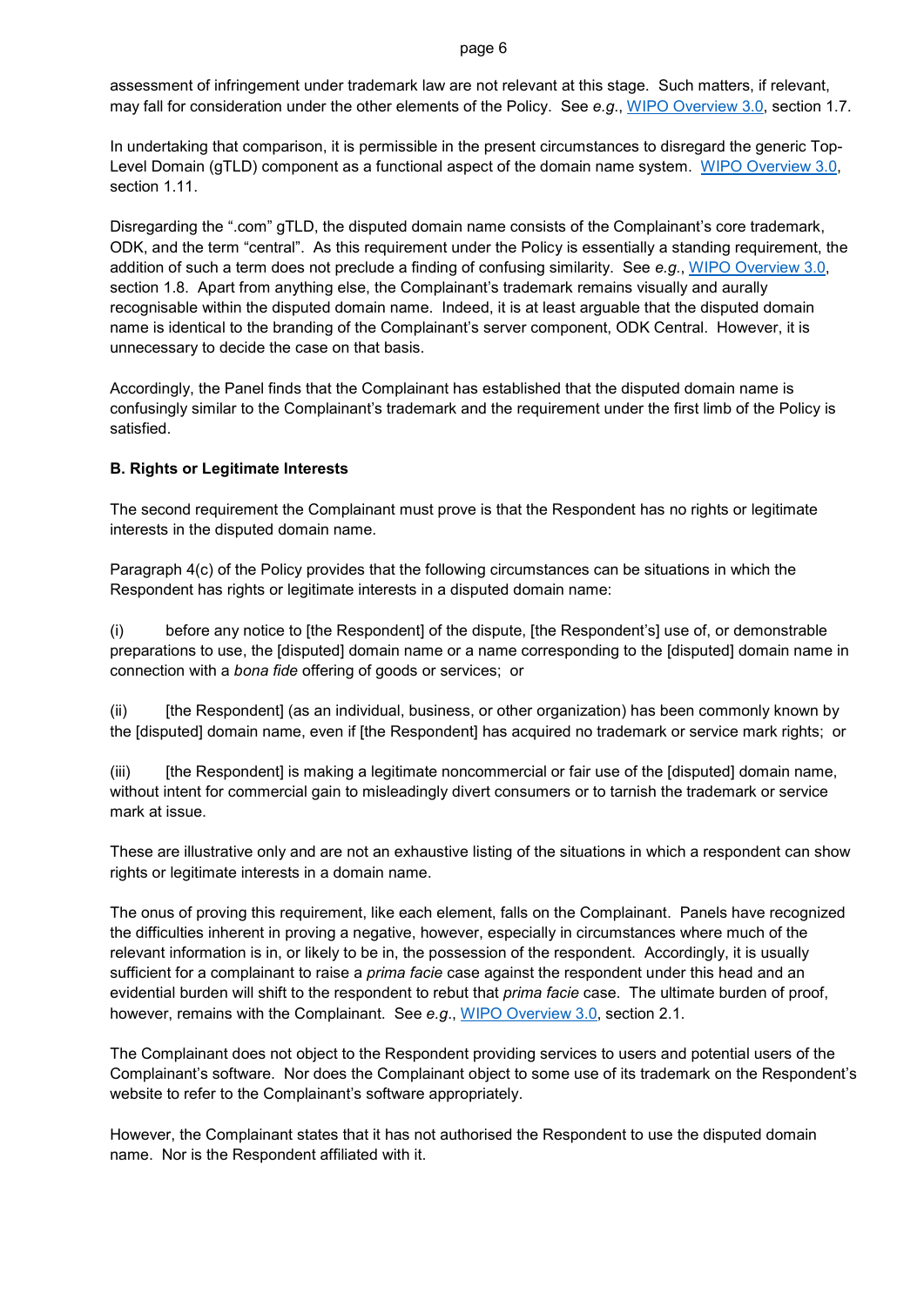assessment of infringement under trademark law are not relevant at this stage. Such matters, if relevant, may fall for consideration under the other elements of the Policy. See *e.g.*, WIPO Overview 3.0, section 1.7.

In undertaking that comparison, it is permissible in the present circumstances to disregard the generic Top-Level Domain (gTLD) component as a functional aspect of the domain name system. WIPO Overview 3.0, section 1.11.

Disregarding the ".com" gTLD, the disputed domain name consists of the Complainant's core trademark, ODK, and the term "central". As this requirement under the Policy is essentially a standing requirement, the addition of such a term does not preclude a finding of confusing similarity. See *e.g.*, WIPO Overview 3.0, section 1.8. Apart from anything else, the Complainant's trademark remains visually and aurally recognisable within the disputed domain name. Indeed, it is at least arguable that the disputed domain name is identical to the branding of the Complainant's server component, ODK Central. However, it is unnecessary to decide the case on that basis.

Accordingly, the Panel finds that the Complainant has established that the disputed domain name is confusingly similar to the Complainant's trademark and the requirement under the first limb of the Policy is satisfied.

### B. Rights or Legitimate Interests

The second requirement the Complainant must prove is that the Respondent has no rights or legitimate interests in the disputed domain name.

Paragraph 4(c) of the Policy provides that the following circumstances can be situations in which the Respondent has rights or legitimate interests in a disputed domain name:

(i) before any notice to [the Respondent] of the dispute, [the Respondent's] use of, or demonstrable preparations to use, the [disputed] domain name or a name corresponding to the [disputed] domain name in connection with a *bona fide* offering of goods or services; or

(ii) [the Respondent] (as an individual, business, or other organization) has been commonly known by the [disputed] domain name, even if [the Respondent] has acquired no trademark or service mark rights; or

(iii) [the Respondent] is making a legitimate noncommercial or fair use of the [disputed] domain name, without intent for commercial gain to misleadingly divert consumers or to tarnish the trademark or service mark at issue.

These are illustrative only and are not an exhaustive listing of the situations in which a respondent can show rights or legitimate interests in a domain name.

The onus of proving this requirement, like each element, falls on the Complainant. Panels have recognized the difficulties inherent in proving a negative, however, especially in circumstances where much of the relevant information is in, or likely to be in, the possession of the respondent. Accordingly, it is usually sufficient for a complainant to raise a *prima facie* case against the respondent under this head and an evidential burden will shift to the respondent to rebut that *prima facie* case. The ultimate burden of proof, however, remains with the Complainant. See *e.g.*, WIPO Overview 3.0, section 2.1.

The Complainant does not object to the Respondent providing services to users and potential users of the Complainant's software. Nor does the Complainant object to some use of its trademark on the Respondent's website to refer to the Complainant's software appropriately.

However, the Complainant states that it has not authorised the Respondent to use the disputed domain name. Nor is the Respondent affiliated with it.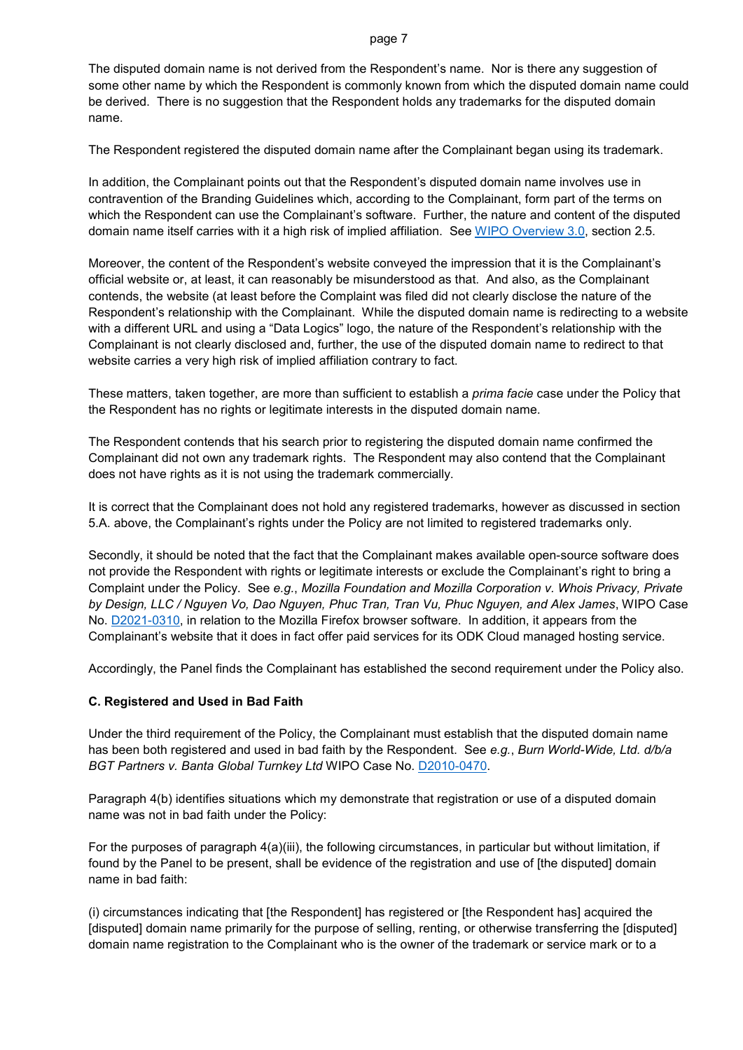The disputed domain name is not derived from the Respondent's name. Nor is there any suggestion of some other name by which the Respondent is commonly known from which the disputed domain name could be derived. There is no suggestion that the Respondent holds any trademarks for the disputed domain name.

The Respondent registered the disputed domain name after the Complainant began using its trademark.

In addition, the Complainant points out that the Respondent's disputed domain name involves use in contravention of the Branding Guidelines which, according to the Complainant, form part of the terms on which the Respondent can use the Complainant's software. Further, the nature and content of the disputed domain name itself carries with it a high risk of implied affiliation. See WIPO Overview 3.0, section 2.5.

Moreover, the content of the Respondent's website conveyed the impression that it is the Complainant's official website or, at least, it can reasonably be misunderstood as that. And also, as the Complainant contends, the website (at least before the Complaint was filed did not clearly disclose the nature of the Respondent's relationship with the Complainant. While the disputed domain name is redirecting to a website with a different URL and using a "Data Logics" logo, the nature of the Respondent's relationship with the Complainant is not clearly disclosed and, further, the use of the disputed domain name to redirect to that website carries a very high risk of implied affiliation contrary to fact.

These matters, taken together, are more than sufficient to establish a *prima facie* case under the Policy that the Respondent has no rights or legitimate interests in the disputed domain name.

The Respondent contends that his search prior to registering the disputed domain name confirmed the Complainant did not own any trademark rights. The Respondent may also contend that the Complainant does not have rights as it is not using the trademark commercially.

It is correct that the Complainant does not hold any registered trademarks, however as discussed in section 5.A. above, the Complainant's rights under the Policy are not limited to registered trademarks only.

Secondly, it should be noted that the fact that the Complainant makes available open-source software does not provide the Respondent with rights or legitimate interests or exclude the Complainant's right to bring a Complaint under the Policy. See *e.g.*, *Mozilla Foundation and Mozilla Corporation v. Whois Privacy, Private by Design, LLC / Nguyen Vo, Dao Nguyen, Phuc Tran, Tran Vu, Phuc Nguyen, and Alex James*, WIPO Case No. D2021-0310, in relation to the Mozilla Firefox browser software. In addition, it appears from the Complainant's website that it does in fact offer paid services for its ODK Cloud managed hosting service.

Accordingly, the Panel finds the Complainant has established the second requirement under the Policy also.

### C. Registered and Used in Bad Faith

Under the third requirement of the Policy, the Complainant must establish that the disputed domain name has been both registered and used in bad faith by the Respondent. See *e.g.*, *Burn World-Wide, Ltd. d/b/a BGT Partners v. Banta Global Turnkey Ltd* WIPO Case No. D2010-0470.

Paragraph 4(b) identifies situations which my demonstrate that registration or use of a disputed domain name was not in bad faith under the Policy:

For the purposes of paragraph 4(a)(iii), the following circumstances, in particular but without limitation, if found by the Panel to be present, shall be evidence of the registration and use of [the disputed] domain name in bad faith:

(i) circumstances indicating that [the Respondent] has registered or [the Respondent has] acquired the [disputed] domain name primarily for the purpose of selling, renting, or otherwise transferring the [disputed] domain name registration to the Complainant who is the owner of the trademark or service mark or to a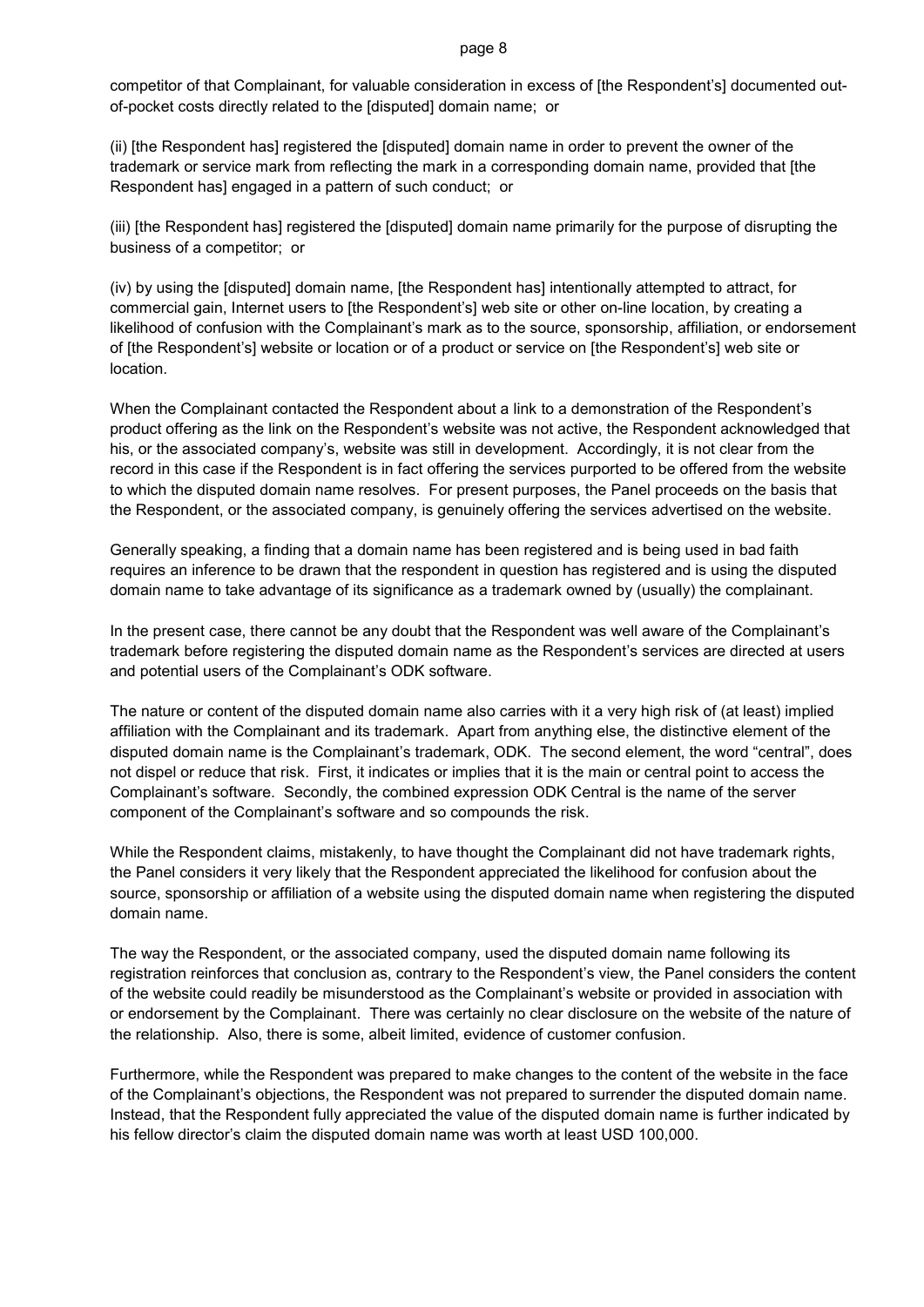competitor of that Complainant, for valuable consideration in excess of [the Respondent's] documented out-of-pocket costs directly related to the [disputed] domain name; or

(ii) [the Respondent has] registered the [disputed] domain name in order to prevent the owner of the trademark or service mark from reflecting the mark in a corresponding domain name, provided that [the Respondent has] engaged in a pattern of such conduct; or

(iii) [the Respondent has] registered the [disputed] domain name primarily for the purpose of disrupting the business of a competitor; or

(iv) by using the [disputed] domain name, [the Respondent has] intentionally attempted to attract, for commercial gain, Internet users to [the Respondent's] web site or other on-line location, by creating a likelihood of confusion with the Complainant's mark as to the source, sponsorship, affiliation, or endorsement of [the Respondent's] website or location or of a product or service on [the Respondent's] web site or location.

When the Complainant contacted the Respondent about a link to a demonstration of the Respondent's product offering as the link on the Respondent's website was not active, the Respondent acknowledged that his, or the associated company's, website was still in development. Accordingly, it is not clear from the record in this case if the Respondent is in fact offering the services purported to be offered from the website to which the disputed domain name resolves. For present purposes, the Panel proceeds on the basis that the Respondent, or the associated company, is genuinely offering the services advertised on the website.

Generally speaking, a finding that a domain name has been registered and is being used in bad faith requires an inference to be drawn that the respondent in question has registered and is using the disputed domain name to take advantage of its significance as a trademark owned by (usually) the complainant.

In the present case, there cannot be any doubt that the Respondent was well aware of the Complainant's trademark before registering the disputed domain name as the Respondent's services are directed at users and potential users of the Complainant's ODK software.

The nature or content of the disputed domain name also carries with it a very high risk of (at least) implied affiliation with the Complainant and its trademark. Apart from anything else, the distinctive element of the disputed domain name is the Complainant's trademark, ODK. The second element, the word "central", does not dispel or reduce that risk. First, it indicates or implies that it is the main or central point to access the Complainant's software. Secondly, the combined expression ODK Central is the name of the server component of the Complainant's software and so compounds the risk.

While the Respondent claims, mistakenly, to have thought the Complainant did not have trademark rights, the Panel considers it very likely that the Respondent appreciated the likelihood for confusion about the source, sponsorship or affiliation of a website using the disputed domain name when registering the disputed domain name.

The way the Respondent, or the associated company, used the disputed domain name following its registration reinforces that conclusion as, contrary to the Respondent's view, the Panel considers the content of the website could readily be misunderstood as the Complainant's website or provided in association with or endorsement by the Complainant. There was certainly no clear disclosure on the website of the nature of the relationship. Also, there is some, albeit limited, evidence of customer confusion.

Furthermore, while the Respondent was prepared to make changes to the content of the website in the face of the Complainant's objections, the Respondent was not prepared to surrender the disputed domain name. Instead, that the Respondent fully appreciated the value of the disputed domain name is further indicated by his fellow director's claim the disputed domain name was worth at least USD 100,000.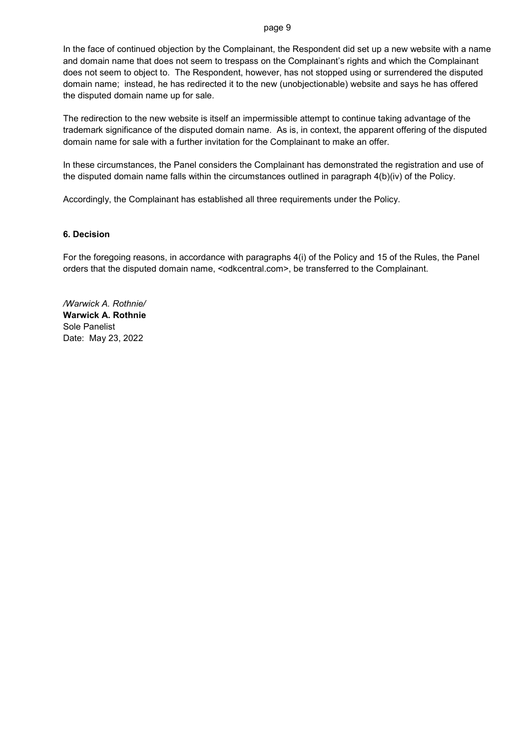In the face of continued objection by the Complainant, the Respondent did set up a new website with a name and domain name that does not seem to trespass on the Complainant's rights and which the Complainant does not seem to object to. The Respondent, however, has not stopped using or surrendered the disputed domain name; instead, he has redirected it to the new (unobjectionable) website and says he has offered the disputed domain name up for sale.

The redirection to the new website is itself an impermissible attempt to continue taking advantage of the trademark significance of the disputed domain name. As is, in context, the apparent offering of the disputed domain name for sale with a further invitation for the Complainant to make an offer.

In these circumstances, the Panel considers the Complainant has demonstrated the registration and use of the disputed domain name falls within the circumstances outlined in paragraph 4(b)(iv) of the Policy.

Accordingly, the Complainant has established all three requirements under the Policy.

**6. Decision**

For the foregoing reasons, in accordance with paragraphs 4(i) of the Policy and 15 of the Rules, the Panel orders that the disputed domain name, <odkcentral.com>, be transferred to the Complainant.

*/Warwick A. Rothnie/*
**Warwick A. Rothnie**
Sole Panelist
Date: May 23, 2022